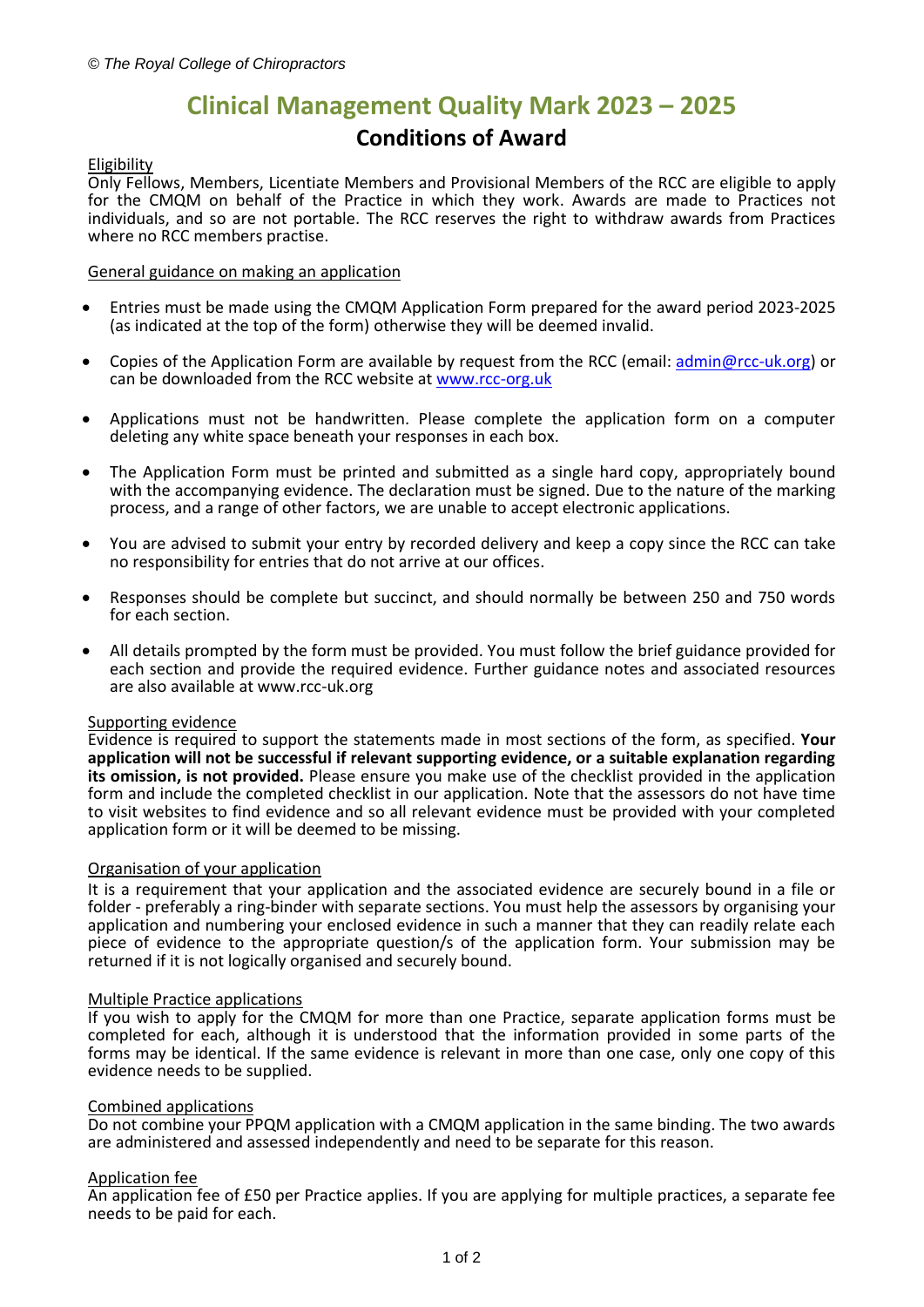*© The Royal College of Chiropractors*

# Clinical Management Quality Mark 2023 – 2025

## Conditions of Award

Eligibility

Only Fellows, Members, Licentiate Members and Provisional Members of the RCC are eligible to apply for the CMQM on behalf of the Practice in which they work. Awards are made to Practices not individuals, and so are not portable. The RCC reserves the right to withdraw awards from Practices where no RCC members practise.

General guidance on making an application

- Entries must be made using the CMQM Application Form prepared for the award period 2023-2025 (as indicated at the top of the form) otherwise they will be deemed invalid.
- Copies of the Application Form are available by request from the RCC (email: admin@rcc-uk.org) or can be downloaded from the RCC website at www.rcc-org.uk
- Applications must not be handwritten. Please complete the application form on a computer deleting any white space beneath your responses in each box.
- The Application Form must be printed and submitted as a single hard copy, appropriately bound with the accompanying evidence. The declaration must be signed. Due to the nature of the marking process, and a range of other factors, we are unable to accept electronic applications.
- You are advised to submit your entry by recorded delivery and keep a copy since the RCC can take no responsibility for entries that do not arrive at our offices.
- Responses should be complete but succinct, and should normally be between 250 and 750 words for each section.
- All details prompted by the form must be provided. You must follow the brief guidance provided for each section and provide the required evidence. Further guidance notes and associated resources are also available at www.rcc-uk.org

Supporting evidence

Evidence is required to support the statements made in most sections of the form, as specified. **Your application will not be successful if relevant supporting evidence, or a suitable explanation regarding its omission, is not provided.** Please ensure you make use of the checklist provided in the application form and include the completed checklist in our application. Note that the assessors do not have time to visit websites to find evidence and so all relevant evidence must be provided with your completed application form or it will be deemed to be missing.

Organisation of your application

It is a requirement that your application and the associated evidence are securely bound in a file or folder - preferably a ring-binder with separate sections. You must help the assessors by organising your application and numbering your enclosed evidence in such a manner that they can readily relate each piece of evidence to the appropriate question/s of the application form. Your submission may be returned if it is not logically organised and securely bound.

Multiple Practice applications

If you wish to apply for the CMQM for more than one Practice, separate application forms must be completed for each, although it is understood that the information provided in some parts of the forms may be identical. If the same evidence is relevant in more than one case, only one copy of this evidence needs to be supplied.

Combined applications

Do not combine your PPQM application with a CMQM application in the same binding. The two awards are administered and assessed independently and need to be separate for this reason.

Application fee

An application fee of £50 per Practice applies. If you are applying for multiple practices, a separate fee needs to be paid for each.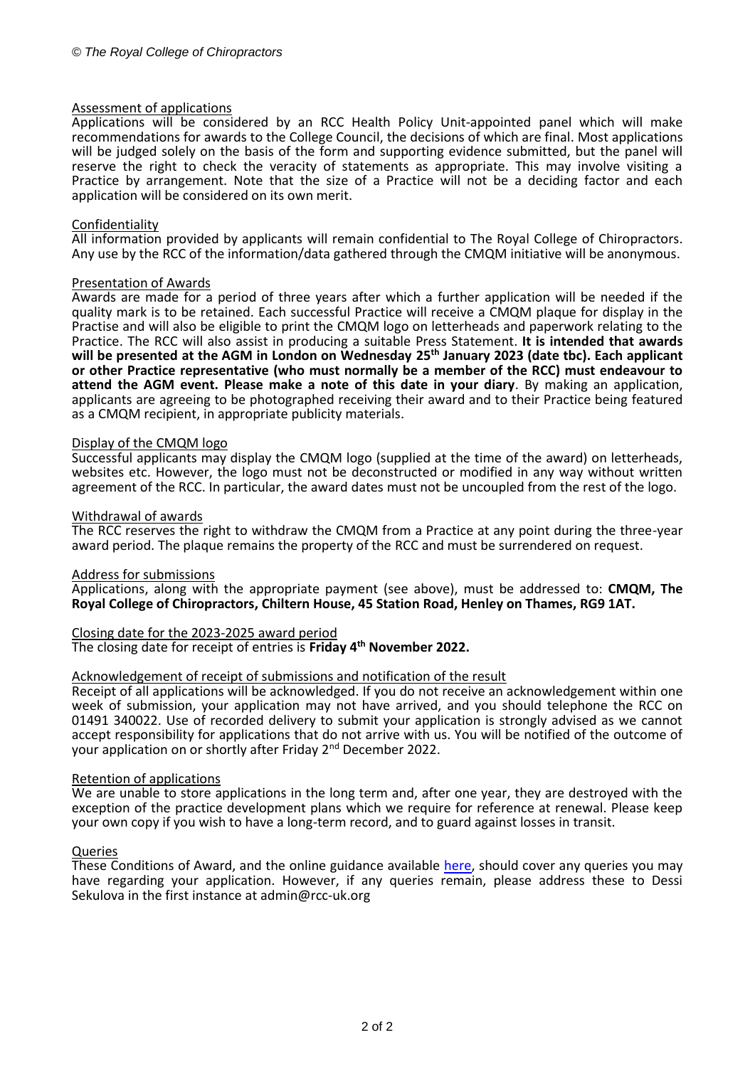## Assessment of applications

Applications will be considered by an RCC Health Policy Unit-appointed panel which will make recommendations for awards to the College Council, the decisions of which are final. Most applications will be judged solely on the basis of the form and supporting evidence submitted, but the panel will reserve the right to check the veracity of statements as appropriate. This may involve visiting a Practice by arrangement. Note that the size of a Practice will not be a deciding factor and each application will be considered on its own merit.

## Confidentiality

All information provided by applicants will remain confidential to The Royal College of Chiropractors. Any use by the RCC of the information/data gathered through the CMQM initiative will be anonymous.

## Presentation of Awards

Awards are made for a period of three years after which a further application will be needed if the quality mark is to be retained. Each successful Practice will receive a CMQM plaque for display in the Practise and will also be eligible to print the CMQM logo on letterheads and paperwork relating to the Practice. The RCC will also assist in producing a suitable Press Statement. **It is intended that awards will be presented at the AGM in London on Wednesday 25th January 2023 (date tbc). Each applicant or other Practice representative (who must normally be a member of the RCC) must endeavour to attend the AGM event. Please make a note of this date in your diary**. By making an application, applicants are agreeing to be photographed receiving their award and to their Practice being featured as a CMQM recipient, in appropriate publicity materials.

## Display of the CMQM logo

Successful applicants may display the CMQM logo (supplied at the time of the award) on letterheads, websites etc. However, the logo must not be deconstructed or modified in any way without written agreement of the RCC. In particular, the award dates must not be uncoupled from the rest of the logo.

## Withdrawal of awards

The RCC reserves the right to withdraw the CMQM from a Practice at any point during the three-year award period. The plaque remains the property of the RCC and must be surrendered on request.

## Address for submissions

Applications, along with the appropriate payment (see above), must be addressed to: **CMQM, The Royal College of Chiropractors, Chiltern House, 45 Station Road, Henley on Thames, RG9 1AT.**

## Closing date for the 2023-2025 award period

The closing date for receipt of entries is **Friday 4th November 2022.**

## Acknowledgement of receipt of submissions and notification of the result

Receipt of all applications will be acknowledged. If you do not receive an acknowledgement within one week of submission, your application may not have arrived, and you should telephone the RCC on 01491 340022. Use of recorded delivery to submit your application is strongly advised as we cannot accept responsibility for applications that do not arrive with us. You will be notified of the outcome of your application on or shortly after Friday 2nd December 2022.

## Retention of applications

We are unable to store applications in the long term and, after one year, they are destroyed with the exception of the practice development plans which we require for reference at renewal. Please keep your own copy if you wish to have a long-term record, and to guard against losses in transit.

## Queries

These Conditions of Award, and the online guidance available here, should cover any queries you may have regarding your application. However, if any queries remain, please address these to Dessi Sekulova in the first instance at admin@rcc-uk.org